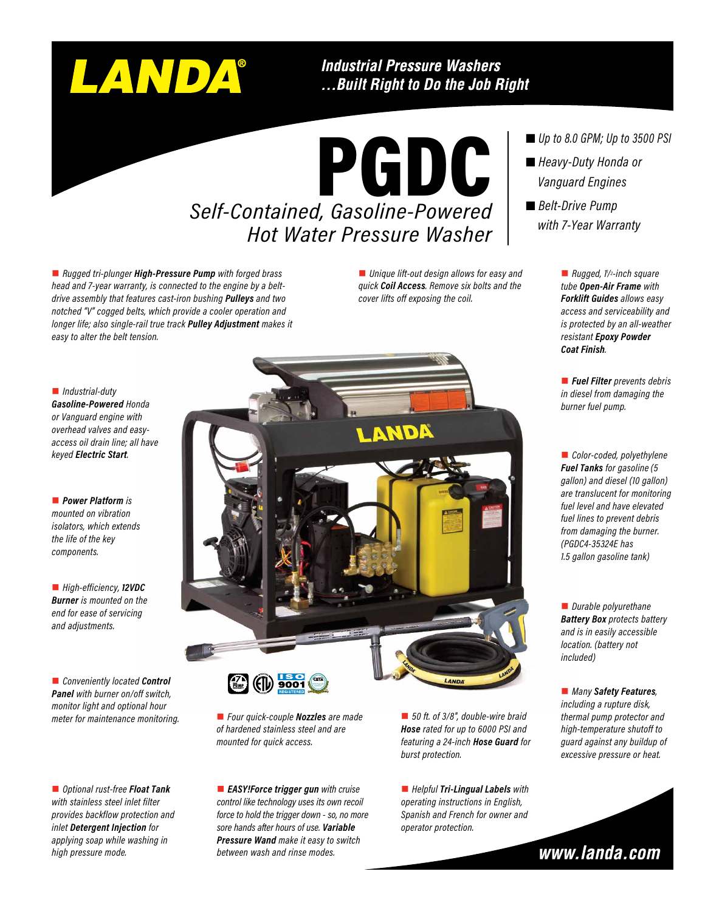# LANDA®

**Industrial Pressure Washers ...Built Right to Do the Job Right**

# PGDC

## *Self-Contained, Gasoline-Powered Hot Water Pressure Washer*

- *Up to 8.0 GPM; Up to 3500 PSI*
- *Heavy-Duty Honda or Vanguard Engines*
- *Belt-Drive Pump with 7-Year Warranty*

- *Rugged tri-plunger **High-Pressure Pump** with forged brass head and 7-year warranty, is connected to the engine by a belt-drive assembly that features cast-iron bushing **Pulleys** and two notched "V" cogged belts, which provide a cooler operation and longer life; also single-rail true track **Pulley Adjustment** makes it easy to alter the belt tension.*
- *Unique lift-out design allows for easy and quick **Coil Access**. Remove six bolts and the cover lifts off exposing the coil.*
- *Rugged, 1½-inch square tube **Open-Air Frame** with **Forklift Guides** allows easy access and serviceability and is protected by an all-weather resistant **Epoxy Powder Coat Finish**.*
- *Industrial-duty **Gasoline-Powered** Honda or Vanguard engine with overhead valves and easy-access oil drain line; all have keyed **Electric Start**.*
- ***Fuel Filter** prevents debris in diesel from damaging the burner fuel pump.*
- ***Power Platform** is mounted on vibration isolators, which extends the life of the key components.*
- *Color-coded, polyethylene **Fuel Tanks** for gasoline (5 gallon) and diesel (10 gallon) are translucent for monitoring fuel level and have elevated fuel lines to prevent debris from damaging the burner. (PGDC4-35324E has 1.5 gallon gasoline tank)*
- *High-efficiency, **12VDC Burner** is mounted on the end for ease of servicing and adjustments.*
- *Durable polyurethane **Battery Box** protects battery and is in easily accessible location. (battery not included)*
- *Conveniently located **Control Panel** with burner on/off switch, monitor light and optional hour meter for maintenance monitoring.*
- *Four quick-couple **Nozzles** are made of hardened stainless steel and are mounted for quick access.*
- *50 ft. of 3/8", double-wire braid **Hose** rated for up to 6000 PSI and featuring a 24-inch **Hose Guard** for burst protection.*
- *Many **Safety Features**, including a rupture disk, thermal pump protector and high-temperature shutoff to guard against any buildup of excessive pressure or heat.*
- *Optional rust-free **Float Tank** with stainless steel inlet filter provides backflow protection and inlet **Detergent Injection** for applying soap while washing in high pressure mode.*
- ***EASY!Force trigger gun** with cruise control like technology uses its own recoil force to hold the trigger down - so, no more sore hands after hours of use. **Variable Pressure Wand** make it easy to switch between wash and rinse modes.*
- *Helpful **Tri-Lingual Labels** with operating instructions in English, Spanish and French for owner and operator protection.*

**www.landa.com**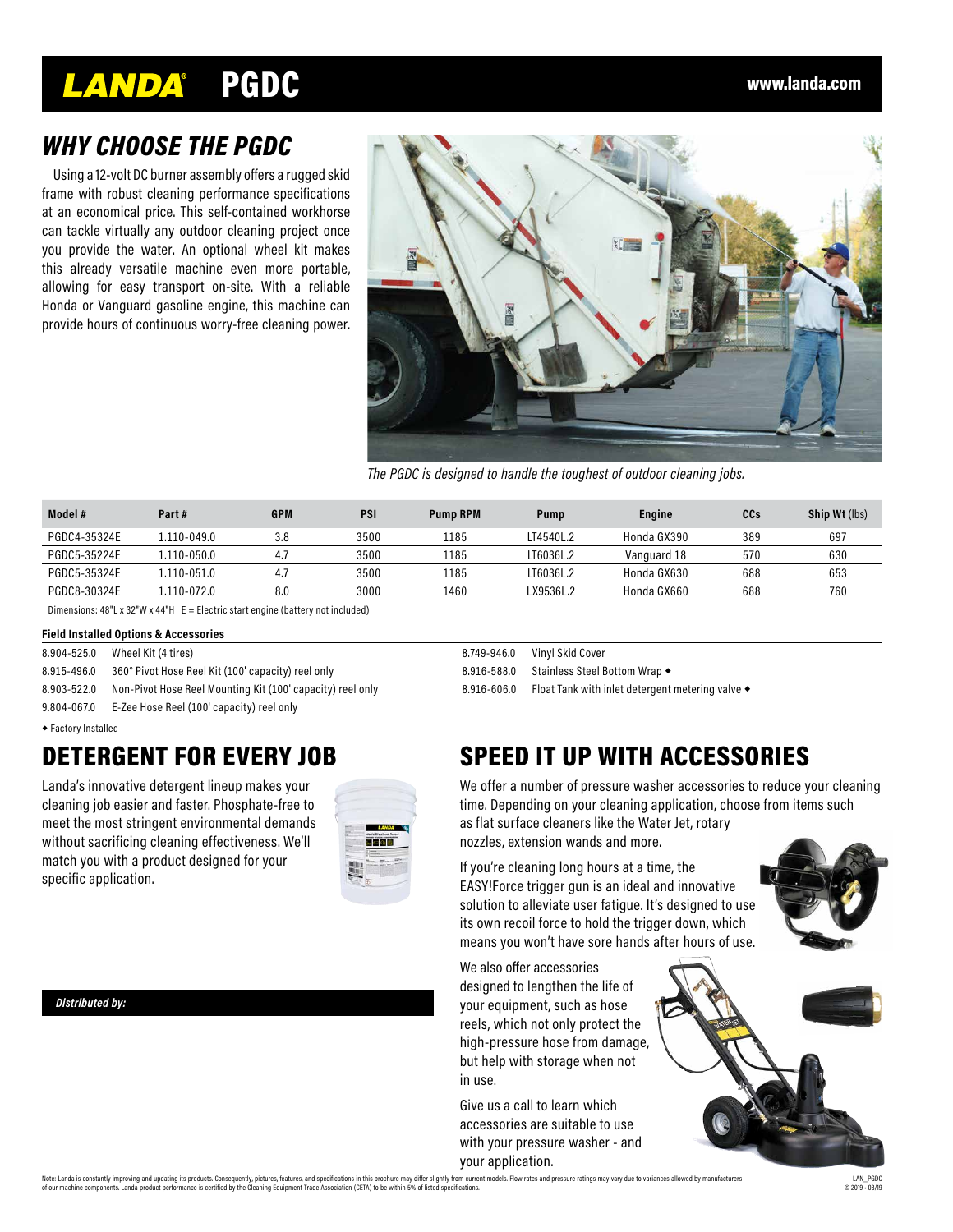# LANDA® PGDC

www.landa.com

## WHY CHOOSE THE PGDC

Using a 12-volt DC burner assembly offers a rugged skid frame with robust cleaning performance specifications at an economical price. This self-contained workhorse can tackle virtually any outdoor cleaning project once you provide the water. An optional wheel kit makes this already versatile machine even more portable, allowing for easy transport on-site. With a reliable Honda or Vanguard gasoline engine, this machine can provide hours of continuous worry-free cleaning power.

*The PGDC is designed to handle the toughest of outdoor cleaning jobs.*

| Model # | Part # | GPM | PSI | Pump RPM | Pump | Engine | CCs | Ship Wt (lbs) |
|---|---|---|---|---|---|---|---|---|
| PGDC4-35324E | 1.110-049.0 | 3.8 | 3500 | 1185 | LT4540L.2 | Honda GX390 | 389 | 697 |
| PGDC5-35224E | 1.110-050.0 | 4.7 | 3500 | 1185 | LT6036L.2 | Vanguard 18 | 570 | 630 |
| PGDC5-35324E | 1.110-051.0 | 4.7 | 3500 | 1185 | LT6036L.2 | Honda GX630 | 688 | 653 |
| PGDC8-30324E | 1.110-072.0 | 8.0 | 3000 | 1460 | LX9536L.2 | Honda GX660 | 688 | 760 |

Dimensions: 48"L x 32"W x 44"H E = Electric start engine (battery not included)

**Field Installed Options & Accessories**

- 8.904-525.0 Wheel Kit (4 tires)
- 8.915-496.0 360° Pivot Hose Reel Kit (100' capacity) reel only
- 8.903-522.0 Non-Pivot Hose Reel Mounting Kit (100' capacity) reel only
- 9.804-067.0 E-Zee Hose Reel (100' capacity) reel only
- 8.749-946.0 Vinyl Skid Cover
- 8.916-588.0 Stainless Steel Bottom Wrap ◆
- 8.916-606.0 Float Tank with inlet detergent metering valve ◆

◆ Factory Installed

## DETERGENT FOR EVERY JOB

Landa's innovative detergent lineup makes your cleaning job easier and faster. Phosphate-free to meet the most stringent environmental demands without sacrificing cleaning effectiveness. We'll match you with a product designed for your specific application.

***Distributed by:***

## SPEED IT UP WITH ACCESSORIES

We offer a number of pressure washer accessories to reduce your cleaning time. Depending on your cleaning application, choose from items such as flat surface cleaners like the Water Jet, rotary nozzles, extension wands and more.

If you're cleaning long hours at a time, the EASY!Force trigger gun is an ideal and innovative solution to alleviate user fatigue. It's designed to use its own recoil force to hold the trigger down, which means you won't have sore hands after hours of use.

We also offer accessories designed to lengthen the life of your equipment, such as hose reels, which not only protect the high-pressure hose from damage, but help with storage when not in use.

Give us a call to learn which accessories are suitable to use with your pressure washer - and your application.

Note: Landa is constantly improving and updating its products. Consequently, pictures, features, and specifications in this brochure may differ slightly from current models. Flow rates and pressure ratings may vary due to variances allowed by manufacturers of our machine components. Landa product performance is certified by the Cleaning Equipment Trade Association (CETA) to be within 5% of listed specifications.

LAN_PGDC
© 2019 - 03/19